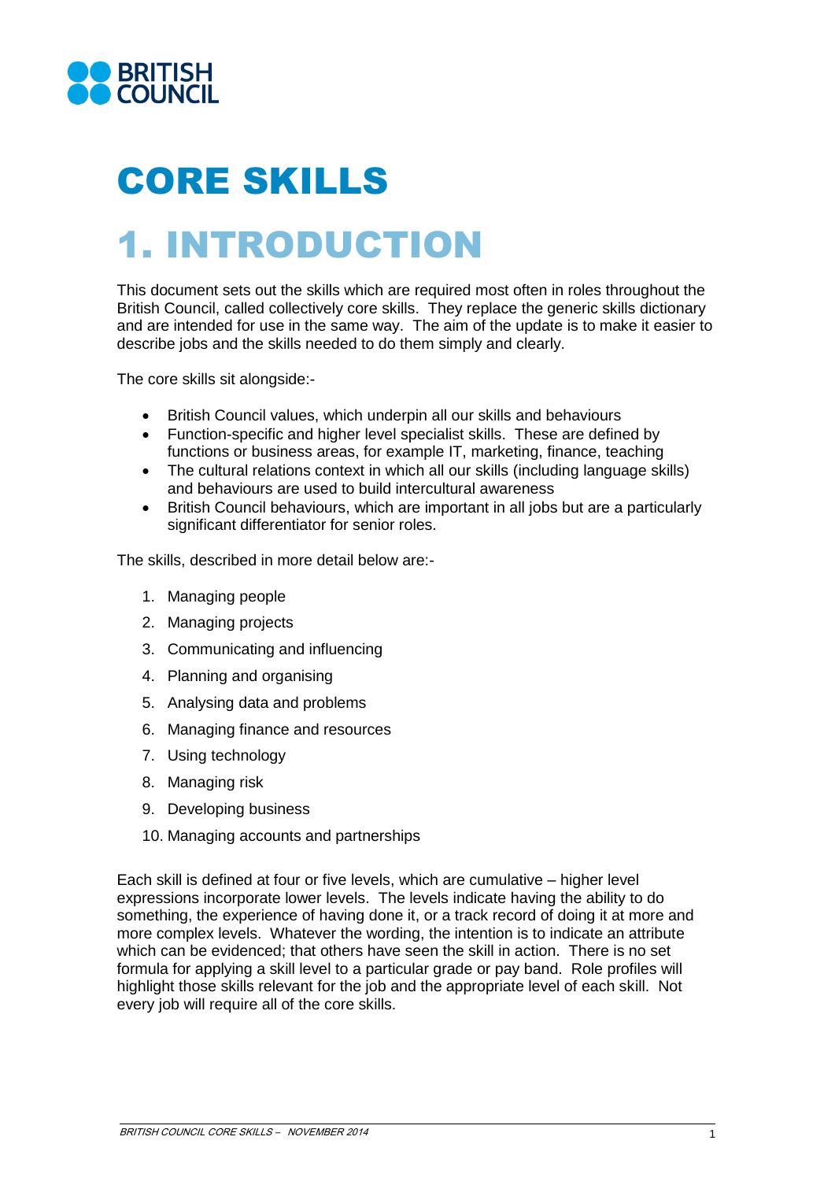BRITISH COUNCIL

# CORE SKILLS

# 1. INTRODUCTION

This document sets out the skills which are required most often in roles throughout the British Council, called collectively core skills. They replace the generic skills dictionary and are intended for use in the same way. The aim of the update is to make it easier to describe jobs and the skills needed to do them simply and clearly.

The core skills sit alongside:-

- British Council values, which underpin all our skills and behaviours
- Function-specific and higher level specialist skills. These are defined by functions or business areas, for example IT, marketing, finance, teaching
- The cultural relations context in which all our skills (including language skills) and behaviours are used to build intercultural awareness
- British Council behaviours, which are important in all jobs but are a particularly significant differentiator for senior roles.

The skills, described in more detail below are:-

1. Managing people
2. Managing projects
3. Communicating and influencing
4. Planning and organising
5. Analysing data and problems
6. Managing finance and resources
7. Using technology
8. Managing risk
9. Developing business
10. Managing accounts and partnerships

Each skill is defined at four or five levels, which are cumulative – higher level expressions incorporate lower levels. The levels indicate having the ability to do something, the experience of having done it, or a track record of doing it at more and more complex levels. Whatever the wording, the intention is to indicate an attribute which can be evidenced; that others have seen the skill in action. There is no set formula for applying a skill level to a particular grade or pay band. Role profiles will highlight those skills relevant for the job and the appropriate level of each skill. Not every job will require all of the core skills.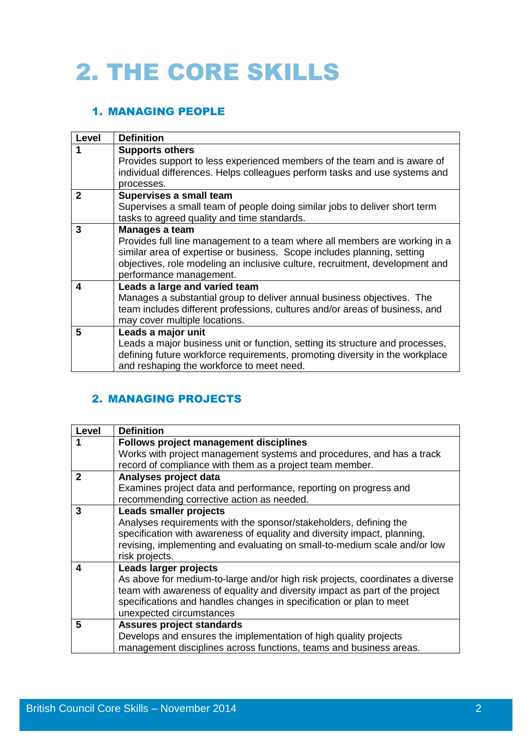# 2. THE CORE SKILLS

## 1. MANAGING PEOPLE

| Level | Definition |
|---|---|
| **1** | **Supports others**<br>Provides support to less experienced members of the team and is aware of individual differences. Helps colleagues perform tasks and use systems and processes. |
| **2** | **Supervises a small team**<br>Supervises a small team of people doing similar jobs to deliver short term tasks to agreed quality and time standards. |
| **3** | **Manages a team**<br>Provides full line management to a team where all members are working in a similar area of expertise or business. Scope includes planning, setting objectives, role modeling an inclusive culture, recruitment, development and performance management. |
| **4** | **Leads a large and varied team**<br>Manages a substantial group to deliver annual business objectives. The team includes different professions, cultures and/or areas of business, and may cover multiple locations. |
| **5** | **Leads a major unit**<br>Leads a major business unit or function, setting its structure and processes, defining future workforce requirements, promoting diversity in the workplace and reshaping the workforce to meet need. |

## 2. MANAGING PROJECTS

| Level | Definition |
|---|---|
| **1** | **Follows project management disciplines**<br>Works with project management systems and procedures, and has a track record of compliance with them as a project team member. |
| **2** | **Analyses project data**<br>Examines project data and performance, reporting on progress and recommending corrective action as needed. |
| **3** | **Leads smaller projects**<br>Analyses requirements with the sponsor/stakeholders, defining the specification with awareness of equality and diversity impact, planning, revising, implementing and evaluating on small-to-medium scale and/or low risk projects. |
| **4** | **Leads larger projects**<br>As above for medium-to-large and/or high risk projects, coordinates a diverse team with awareness of equality and diversity impact as part of the project specifications and handles changes in specification or plan to meet unexpected circumstances |
| **5** | **Assures project standards**<br>Develops and ensures the implementation of high quality projects management disciplines across functions, teams and business areas. |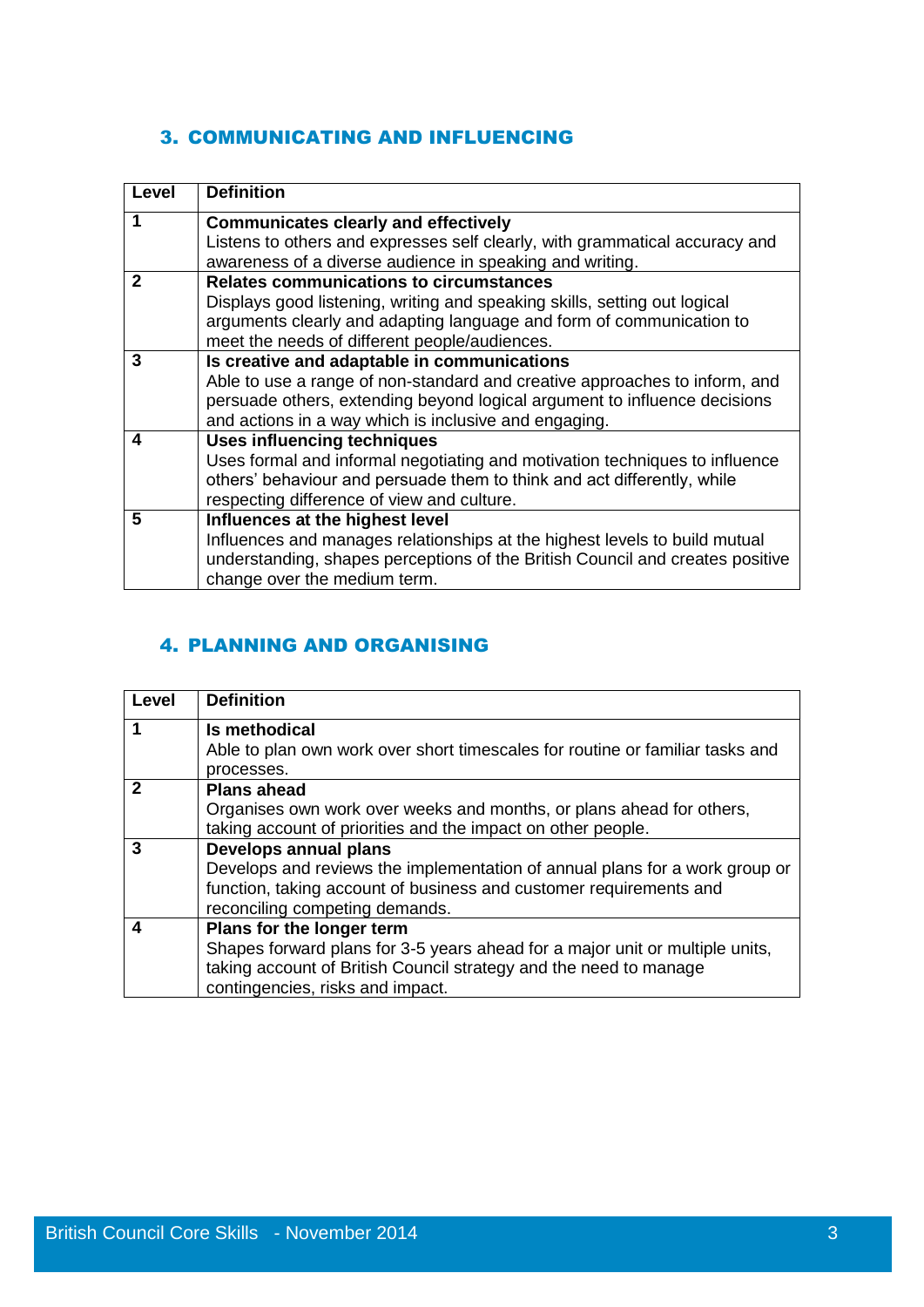## 3. COMMUNICATING AND INFLUENCING

| Level | Definition |
|---|---|
| 1 | **Communicates clearly and effectively**<br>Listens to others and expresses self clearly, with grammatical accuracy and awareness of a diverse audience in speaking and writing. |
| 2 | **Relates communications to circumstances**<br>Displays good listening, writing and speaking skills, setting out logical arguments clearly and adapting language and form of communication to meet the needs of different people/audiences. |
| 3 | **Is creative and adaptable in communications**<br>Able to use a range of non-standard and creative approaches to inform, and persuade others, extending beyond logical argument to influence decisions and actions in a way which is inclusive and engaging. |
| 4 | **Uses influencing techniques**<br>Uses formal and informal negotiating and motivation techniques to influence others' behaviour and persuade them to think and act differently, while respecting difference of view and culture. |
| 5 | **Influences at the highest level**<br>Influences and manages relationships at the highest levels to build mutual understanding, shapes perceptions of the British Council and creates positive change over the medium term. |

## 4. PLANNING AND ORGANISING

| Level | Definition |
|---|---|
| 1 | **Is methodical**<br>Able to plan own work over short timescales for routine or familiar tasks and processes. |
| 2 | **Plans ahead**<br>Organises own work over weeks and months, or plans ahead for others, taking account of priorities and the impact on other people. |
| 3 | **Develops annual plans**<br>Develops and reviews the implementation of annual plans for a work group or function, taking account of business and customer requirements and reconciling competing demands. |
| 4 | **Plans for the longer term**<br>Shapes forward plans for 3-5 years ahead for a major unit or multiple units, taking account of British Council strategy and the need to manage contingencies, risks and impact. |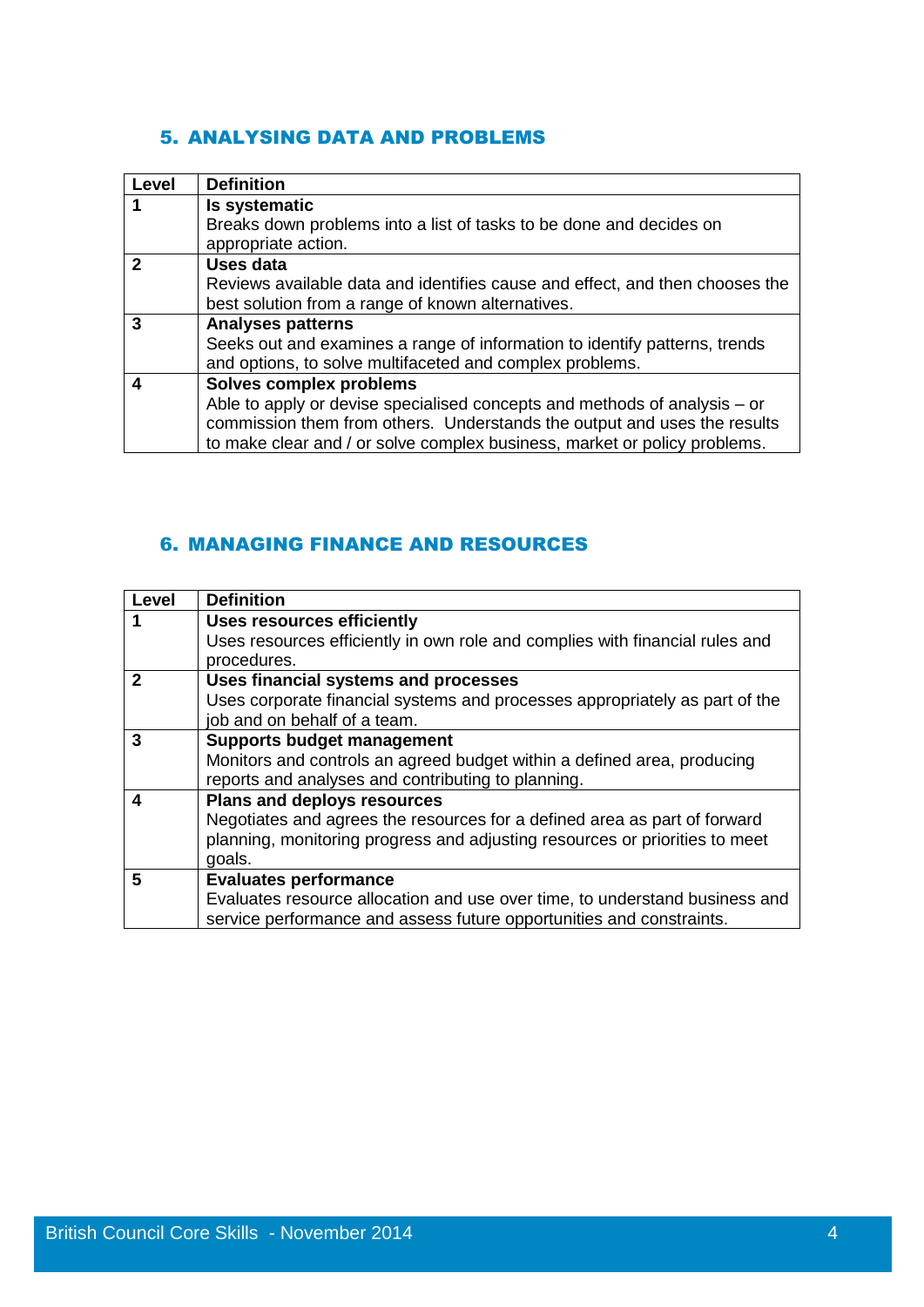## 5. ANALYSING DATA AND PROBLEMS

| Level | Definition |
|---|---|
| 1 | **Is systematic**<br>Breaks down problems into a list of tasks to be done and decides on appropriate action. |
| 2 | **Uses data**<br>Reviews available data and identifies cause and effect, and then chooses the best solution from a range of known alternatives. |
| 3 | **Analyses patterns**<br>Seeks out and examines a range of information to identify patterns, trends and options, to solve multifaceted and complex problems. |
| 4 | **Solves complex problems**<br>Able to apply or devise specialised concepts and methods of analysis – or commission them from others. Understands the output and uses the results to make clear and / or solve complex business, market or policy problems. |

## 6. MANAGING FINANCE AND RESOURCES

| Level | Definition |
|---|---|
| 1 | **Uses resources efficiently**<br>Uses resources efficiently in own role and complies with financial rules and procedures. |
| 2 | **Uses financial systems and processes**<br>Uses corporate financial systems and processes appropriately as part of the job and on behalf of a team. |
| 3 | **Supports budget management**<br>Monitors and controls an agreed budget within a defined area, producing reports and analyses and contributing to planning. |
| 4 | **Plans and deploys resources**<br>Negotiates and agrees the resources for a defined area as part of forward planning, monitoring progress and adjusting resources or priorities to meet goals. |
| 5 | **Evaluates performance**<br>Evaluates resource allocation and use over time, to understand business and service performance and assess future opportunities and constraints. |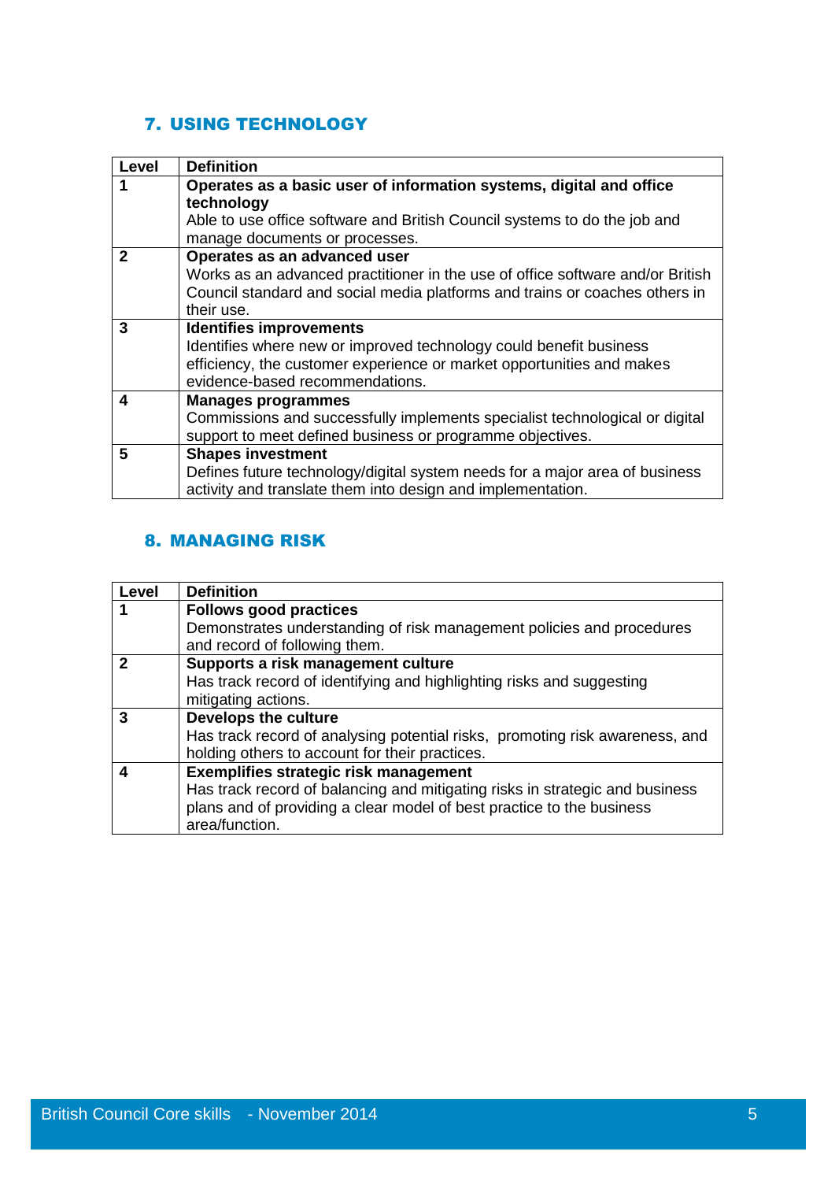## 7. USING TECHNOLOGY

| Level | Definition |
|---|---|
| **1** | **Operates as a basic user of information systems, digital and office technology**<br>Able to use office software and British Council systems to do the job and manage documents or processes. |
| **2** | **Operates as an advanced user**<br>Works as an advanced practitioner in the use of office software and/or British Council standard and social media platforms and trains or coaches others in their use. |
| **3** | **Identifies improvements**<br>Identifies where new or improved technology could benefit business efficiency, the customer experience or market opportunities and makes evidence-based recommendations. |
| **4** | **Manages programmes**<br>Commissions and successfully implements specialist technological or digital support to meet defined business or programme objectives. |
| **5** | **Shapes investment**<br>Defines future technology/digital system needs for a major area of business activity and translate them into design and implementation. |

## 8. MANAGING RISK

| Level | Definition |
|---|---|
| **1** | **Follows good practices**<br>Demonstrates understanding of risk management policies and procedures and record of following them. |
| **2** | **Supports a risk management culture**<br>Has track record of identifying and highlighting risks and suggesting mitigating actions. |
| **3** | **Develops the culture**<br>Has track record of analysing potential risks, promoting risk awareness, and holding others to account for their practices. |
| **4** | **Exemplifies strategic risk management**<br>Has track record of balancing and mitigating risks in strategic and business plans and of providing a clear model of best practice to the business area/function. |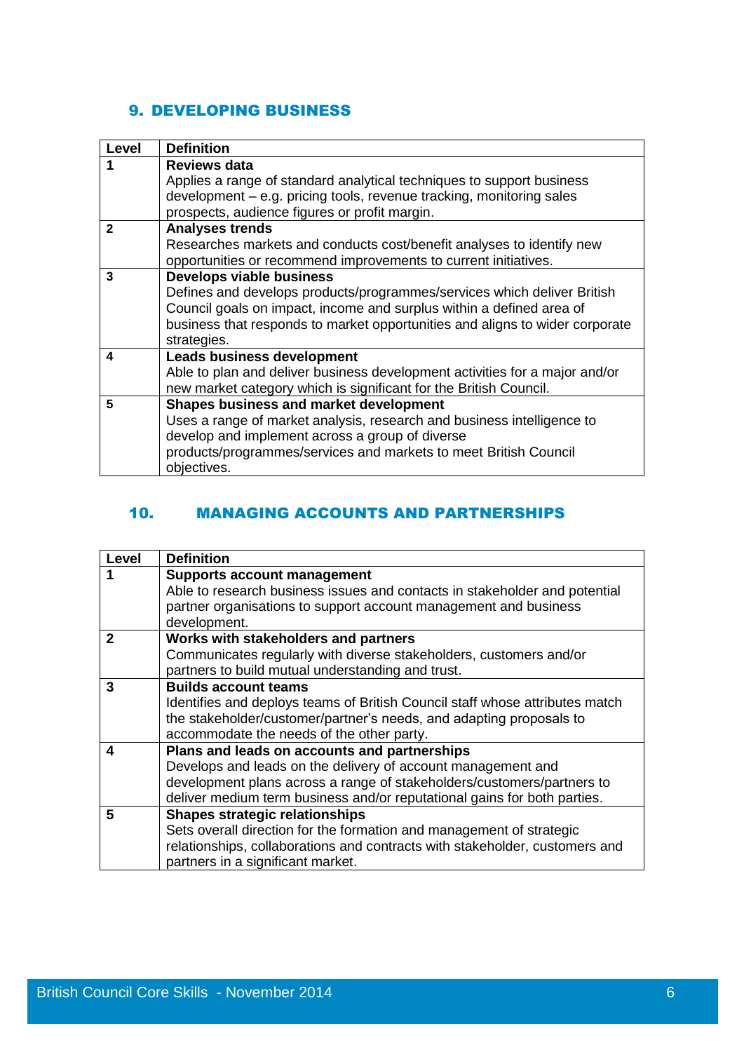## 9. DEVELOPING BUSINESS

| Level | Definition |
|---|---|
| 1 | **Reviews data**<br>Applies a range of standard analytical techniques to support business development – e.g. pricing tools, revenue tracking, monitoring sales prospects, audience figures or profit margin. |
| 2 | **Analyses trends**<br>Researches markets and conducts cost/benefit analyses to identify new opportunities or recommend improvements to current initiatives. |
| 3 | **Develops viable business**<br>Defines and develops products/programmes/services which deliver British Council goals on impact, income and surplus within a defined area of business that responds to market opportunities and aligns to wider corporate strategies. |
| 4 | **Leads business development**<br>Able to plan and deliver business development activities for a major and/or new market category which is significant for the British Council. |
| 5 | **Shapes business and market development**<br>Uses a range of market analysis, research and business intelligence to develop and implement across a group of diverse products/programmes/services and markets to meet British Council objectives. |

## 10. MANAGING ACCOUNTS AND PARTNERSHIPS

| Level | Definition |
|---|---|
| 1 | **Supports account management**<br>Able to research business issues and contacts in stakeholder and potential partner organisations to support account management and business development. |
| 2 | **Works with stakeholders and partners**<br>Communicates regularly with diverse stakeholders, customers and/or partners to build mutual understanding and trust. |
| 3 | **Builds account teams**<br>Identifies and deploys teams of British Council staff whose attributes match the stakeholder/customer/partner's needs, and adapting proposals to accommodate the needs of the other party. |
| 4 | **Plans and leads on accounts and partnerships**<br>Develops and leads on the delivery of account management and development plans across a range of stakeholders/customers/partners to deliver medium term business and/or reputational gains for both parties. |
| 5 | **Shapes strategic relationships**<br>Sets overall direction for the formation and management of strategic relationships, collaborations and contracts with stakeholder, customers and partners in a significant market. |